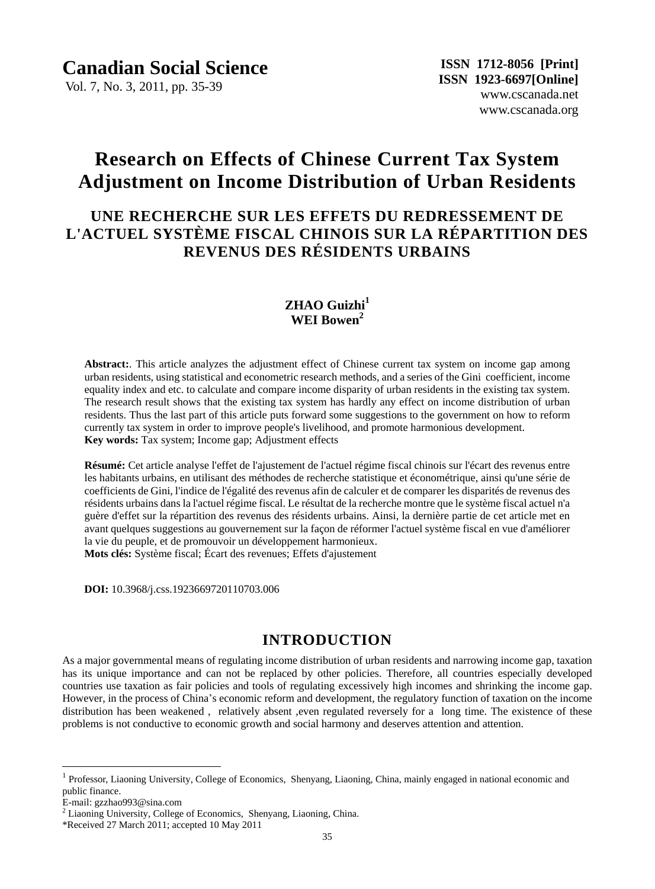# Research on Effects of Chinese Current Tax System Adjustment on Income Distribution of Urban Residents

## UNE RECHERCHE SUR LES EFFETS DU REDRESSEMENT DE L'ACTUEL SYSTÈME FISCAL CHINOIS SUR LA RÉPARTITION DES REVENUS DES RÉSIDENTS URBAINS

**ZHAO Guizhi[1]**
**WEI Bowen[2]**

**Abstract:**. This article analyzes the adjustment effect of Chinese current tax system on income gap among urban residents, using statistical and econometric research methods, and a series of the Gini coefficient, income equality index and etc. to calculate and compare income disparity of urban residents in the existing tax system. The research result shows that the existing tax system has hardly any effect on income distribution of urban residents. Thus the last part of this article puts forward some suggestions to the government on how to reform currently tax system in order to improve people's livelihood, and promote harmonious development.
**Key words:** Tax system; Income gap; Adjustment effects

**Résumé:** Cet article analyse l'effet de l'ajustement de l'actuel régime fiscal chinois sur l'écart des revenus entre les habitants urbains, en utilisant des méthodes de recherche statistique et économétrique, ainsi qu'une série de coefficients de Gini, l'indice de l'égalité des revenus afin de calculer et de comparer les disparités de revenus des résidents urbains dans la l'actuel régime fiscal. Le résultat de la recherche montre que le système fiscal actuel n'a guère d'effet sur la répartition des revenus des résidents urbains. Ainsi, la dernière partie de cet article met en avant quelques suggestions au gouvernement sur la façon de réformer l'actuel système fiscal en vue d'améliorer la vie du peuple, et de promouvoir un développement harmonieux.
**Mots clés:** Système fiscal; Écart des revenues; Effets d'ajustement

**DOI:** 10.3968/j.css.1923669720110703.006

## INTRODUCTION

As a major governmental means of regulating income distribution of urban residents and narrowing income gap, taxation has its unique importance and can not be replaced by other policies. Therefore, all countries especially developed countries use taxation as fair policies and tools of regulating excessively high incomes and shrinking the income gap. However, in the process of China's economic reform and development, the regulatory function of taxation on the income distribution has been weakened , relatively absent ,even regulated reversely for a long time. The existence of these problems is not conductive to economic growth and social harmony and deserves attention and attention.

---

[1] Professor, Liaoning University, College of Economics, Shenyang, Liaoning, China, mainly engaged in national economic and public finance.
E-mail: gzzhao993@sina.com
[2] Liaoning University, College of Economics, Shenyang, Liaoning, China.
*Received 27 March 2011; accepted 10 May 2011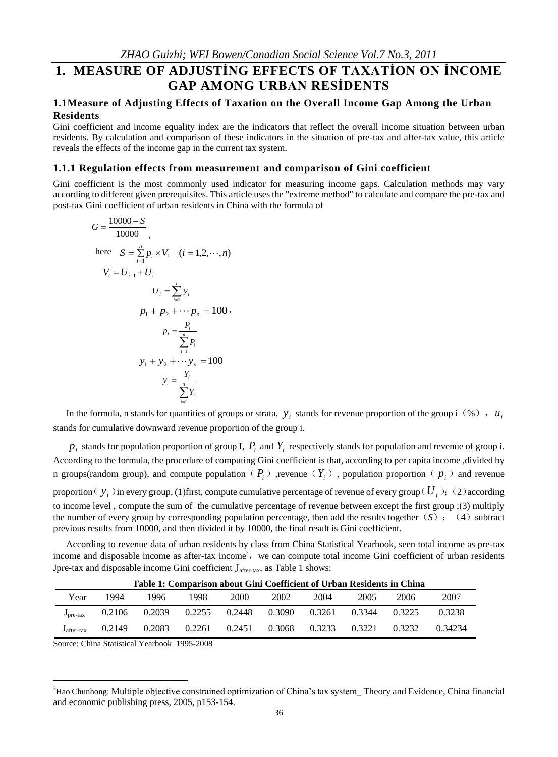# 1. MEASURE OF ADJUSTİNG EFFECTS OF TAXATİON ON İNCOME GAP AMONG URBAN RESİDENTS

## 1.1Measure of Adjusting Effects of Taxation on the Overall Income Gap Among the Urban Residents

Gini coefficient and income equality index are the indicators that reflect the overall income situation between urban residents. By calculation and comparison of these indicators in the situation of pre-tax and after-tax value, this article reveals the effects of the income gap in the current tax system.

### 1.1.1 Regulation effects from measurement and comparison of Gini coefficient

Gini coefficient is the most commonly used indicator for measuring income gaps. Calculation methods may vary according to different given prerequisites. This article uses the "extreme method" to calculate and compare the pre-tax and post-tax Gini coefficient of urban residents in China with the formula of

$$G = \frac{10000 - S}{10000},$$

here $S = \sum_{i=1}^{n} p_i \times V_i \quad (i = 1, 2, \cdots, n)$

$$V_t = U_{i-1} + U_i$$

$$U_i = \sum_{i=1}^{i} y_i$$

$$p_1 + p_2 + \cdots p_n = 100,$$

$$p_i = \frac{P_i}{\sum_{i=1}^{n} P_i}$$

$$y_1 + y_2 + \cdots y_n = 100$$

$$y_i = \frac{Y_i}{\sum_{i=1}^{n} Y_i}$$

In the formula, n stands for quantities of groups or strata, $y_i$ stands for revenue proportion of the group i（%）， $u_i$ stands for cumulative downward revenue proportion of the group i.

$p_i$ stands for population proportion of group I, $P_i$ and $Y_i$ respectively stands for population and revenue of group i. According to the formula, the procedure of computing Gini coefficient is that, according to per capita income ,divided by n groups(random group), and compute population（$P_i$）,revenue（$Y_i$）, population proportion（$p_i$）and revenue proportion（$y_i$）in every group, (1)first, compute cumulative percentage of revenue of every group（$U_i$）;（2）according to income level , compute the sum of the cumulative percentage of revenue between except the first group ;(3) multiply the number of every group by corresponding population percentage, then add the results together（$S$）;（4）subtract previous results from 10000, and then divided it by 10000, the final result is Gini coefficient.

According to revenue data of urban residents by class from China Statistical Yearbook, seen total income as pre-tax income and disposable income as after-tax income[3]，we can compute total income Gini coefficient of urban residents Jpre-tax and disposable income Gini coefficient $J_{after\text{-}tax}$, as Table 1 shows:

**Table 1: Comparison about Gini Coefficient of Urban Residents in China**

| Year | 1994 | 1996 | 1998 | 2000 | 2002 | 2004 | 2005 | 2006 | 2007 |
|---|---|---|---|---|---|---|---|---|---|
| $J_{pre\text{-}tax}$ | 0.2106 | 0.2039 | 0.2255 | 0.2448 | 0.3090 | 0.3261 | 0.3344 | 0.3225 | 0.3238 |
| $J_{after\text{-}tax}$ | 0.2149 | 0.2083 | 0.2261 | 0.2451 | 0.3068 | 0.3233 | 0.3221 | 0.3232 | 0.34234 |

Source: China Statistical Yearbook 1995-2008

[3]Hao Chunhong: Multiple objective constrained optimization of China's tax system_ Theory and Evidence, China financial and economic publishing press, 2005, p153-154.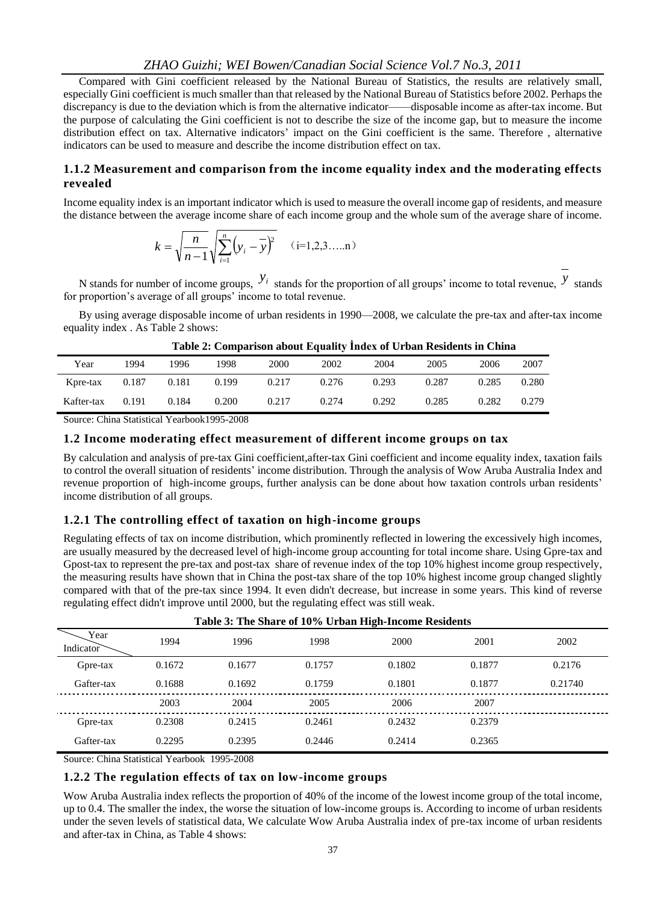Compared with Gini coefficient released by the National Bureau of Statistics, the results are relatively small, especially Gini coefficient is much smaller than that released by the National Bureau of Statistics before 2002. Perhaps the discrepancy is due to the deviation which is from the alternative indicator——disposable income as after-tax income. But the purpose of calculating the Gini coefficient is not to describe the size of the income gap, but to measure the income distribution effect on tax. Alternative indicators' impact on the Gini coefficient is the same. Therefore , alternative indicators can be used to measure and describe the income distribution effect on tax.

### 1.1.2 Measurement and comparison from the income equality index and the moderating effects revealed

Income equality index is an important indicator which is used to measure the overall income gap of residents, and measure the distance between the average income share of each income group and the whole sum of the average share of income.

$$k = \sqrt{\frac{n}{n-1}}\sqrt{\sum_{i=1}^{n}\left(y_i - \overline{y}\right)^2} \quad (i=1,2,3\ldots..n)$$

N stands for number of income groups, $y_i$ stands for the proportion of all groups' income to total revenue, $\overline{y}$ stands for proportion's average of all groups' income to total revenue.

By using average disposable income of urban residents in 1990—2008, we calculate the pre-tax and after-tax income equality index . As Table 2 shows:

**Table 2: Comparison about Equality İndex of Urban Residents in China**

| Year | 1994 | 1996 | 1998 | 2000 | 2002 | 2004 | 2005 | 2006 | 2007 |
|---|---|---|---|---|---|---|---|---|---|
| Kpre-tax | 0.187 | 0.181 | 0.199 | 0.217 | 0.276 | 0.293 | 0.287 | 0.285 | 0.280 |
| Kafter-tax | 0.191 | 0.184 | 0.200 | 0.217 | 0.274 | 0.292 | 0.285 | 0.282 | 0.279 |

Source: China Statistical Yearbook1995-2008

## 1.2 Income moderating effect measurement of different income groups on tax

By calculation and analysis of pre-tax Gini coefficient,after-tax Gini coefficient and income equality index, taxation fails to control the overall situation of residents' income distribution. Through the analysis of Wow Aruba Australia Index and revenue proportion of high-income groups, further analysis can be done about how taxation controls urban residents' income distribution of all groups.

### 1.2.1 The controlling effect of taxation on high-income groups

Regulating effects of tax on income distribution, which prominently reflected in lowering the excessively high incomes, are usually measured by the decreased level of high-income group accounting for total income share. Using Gpre-tax and Gpost-tax to represent the pre-tax and post-tax share of revenue index of the top 10% highest income group respectively, the measuring results have shown that in China the post-tax share of the top 10% highest income group changed slightly compared with that of the pre-tax since 1994. It even didn't decrease, but increase in some years. This kind of reverse regulating effect didn't improve until 2000, but the regulating effect was still weak.

**Table 3: The Share of 10% Urban High-Income Residents**

| Indicator \ Year | 1994 | 1996 | 1998 | 2000 | 2001 | 2002 |
|---|---|---|---|---|---|---|
| Gpre-tax | 0.1672 | 0.1677 | 0.1757 | 0.1802 | 0.1877 | 0.2176 |
| Gafter-tax | 0.1688 | 0.1692 | 0.1759 | 0.1801 | 0.1877 | 0.21740 |
| | 2003 | 2004 | 2005 | 2006 | 2007 | |
| Gpre-tax | 0.2308 | 0.2415 | 0.2461 | 0.2432 | 0.2379 | |
| Gafter-tax | 0.2295 | 0.2395 | 0.2446 | 0.2414 | 0.2365 | |

Source: China Statistical Yearbook 1995-2008

### 1.2.2 The regulation effects of tax on low-income groups

Wow Aruba Australia index reflects the proportion of 40% of the income of the lowest income group of the total income, up to 0.4. The smaller the index, the worse the situation of low-income groups is. According to income of urban residents under the seven levels of statistical data, We calculate Wow Aruba Australia index of pre-tax income of urban residents and after-tax in China, as Table 4 shows: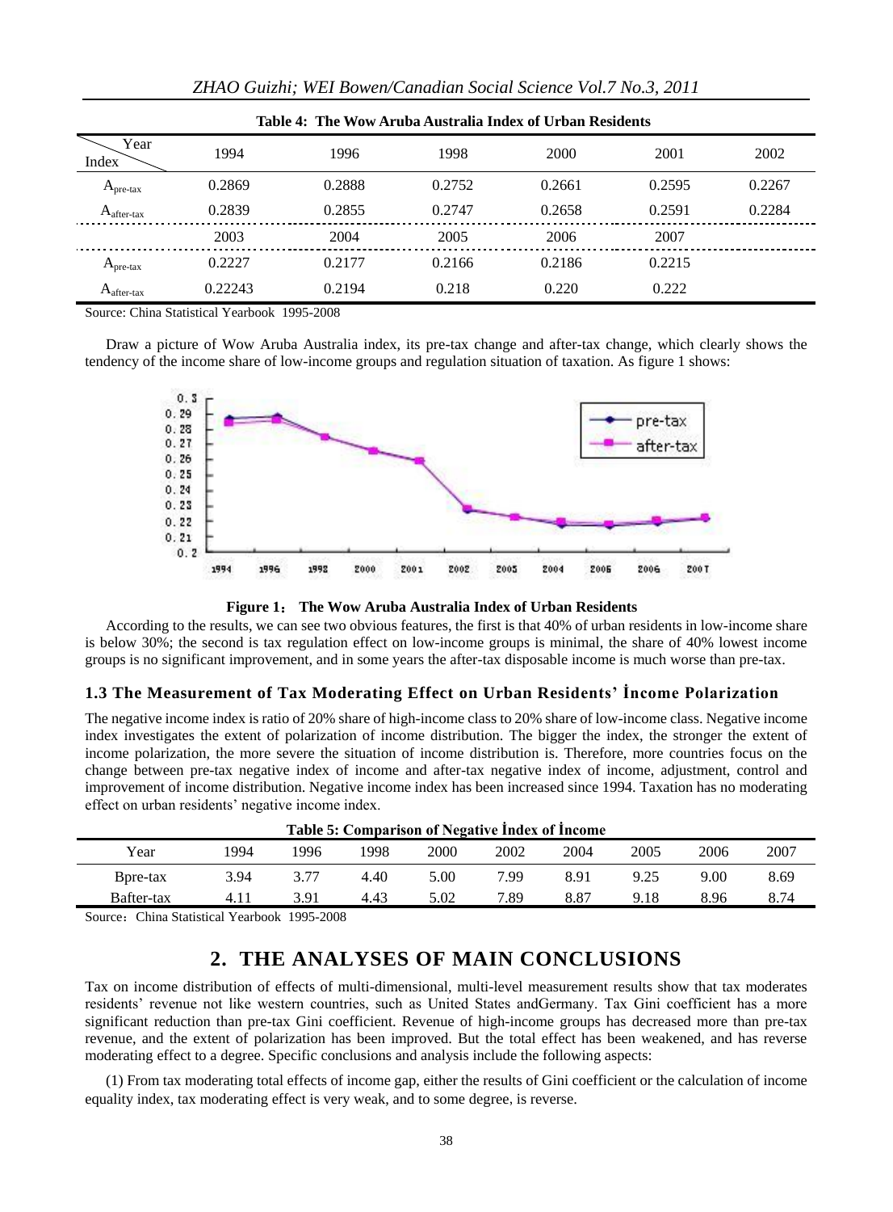**Table 4: The Wow Aruba Australia Index of Urban Residents**

| Year / Index | 1994 | 1996 | 1998 | 2000 | 2001 | 2002 |
|---|---|---|---|---|---|---|
| $A_{pre\text{-}tax}$ | 0.2869 | 0.2888 | 0.2752 | 0.2661 | 0.2595 | 0.2267 |
| $A_{after\text{-}tax}$ | 0.2839 | 0.2855 | 0.2747 | 0.2658 | 0.2591 | 0.2284 |
| | 2003 | 2004 | 2005 | 2006 | 2007 | |
| $A_{pre\text{-}tax}$ | 0.2227 | 0.2177 | 0.2166 | 0.2186 | 0.2215 | |
| $A_{after\text{-}tax}$ | 0.22243 | 0.2194 | 0.218 | 0.220 | 0.222 | |

Source: China Statistical Yearbook 1995-2008

Draw a picture of Wow Aruba Australia index, its pre-tax change and after-tax change, which clearly shows the tendency of the income share of low-income groups and regulation situation of taxation. As figure 1 shows:

**Figure 1: The Wow Aruba Australia Index of Urban Residents**

According to the results, we can see two obvious features, the first is that 40% of urban residents in low-income share is below 30%; the second is tax regulation effect on low-income groups is minimal, the share of 40% lowest income groups is no significant improvement, and in some years the after-tax disposable income is much worse than pre-tax.

### 1.3 The Measurement of Tax Moderating Effect on Urban Residents' İncome Polarization

The negative income index is ratio of 20% share of high-income class to 20% share of low-income class. Negative income index investigates the extent of polarization of income distribution. The bigger the index, the stronger the extent of income polarization, the more severe the situation of income distribution is. Therefore, more countries focus on the change between pre-tax negative index of income and after-tax negative index of income, adjustment, control and improvement of income distribution. Negative income index has been increased since 1994. Taxation has no moderating effect on urban residents' negative income index.

**Table 5: Comparison of Negative İndex of İncome**

| Year | 1994 | 1996 | 1998 | 2000 | 2002 | 2004 | 2005 | 2006 | 2007 |
|---|---|---|---|---|---|---|---|---|---|
| Bpre-tax | 3.94 | 3.77 | 4.40 | 5.00 | 7.99 | 8.91 | 9.25 | 9.00 | 8.69 |
| Bafter-tax | 4.11 | 3.91 | 4.43 | 5.02 | 7.89 | 8.87 | 9.18 | 8.96 | 8.74 |

Source：China Statistical Yearbook 1995-2008

## 2. THE ANALYSES OF MAIN CONCLUSIONS

Tax on income distribution of effects of multi-dimensional, multi-level measurement results show that tax moderates residents' revenue not like western countries, such as United States andGermany. Tax Gini coefficient has a more significant reduction than pre-tax Gini coefficient. Revenue of high-income groups has decreased more than pre-tax revenue, and the extent of polarization has been improved. But the total effect has been weakened, and has reverse moderating effect to a degree. Specific conclusions and analysis include the following aspects:

(1) From tax moderating total effects of income gap, either the results of Gini coefficient or the calculation of income equality index, tax moderating effect is very weak, and to some degree, is reverse.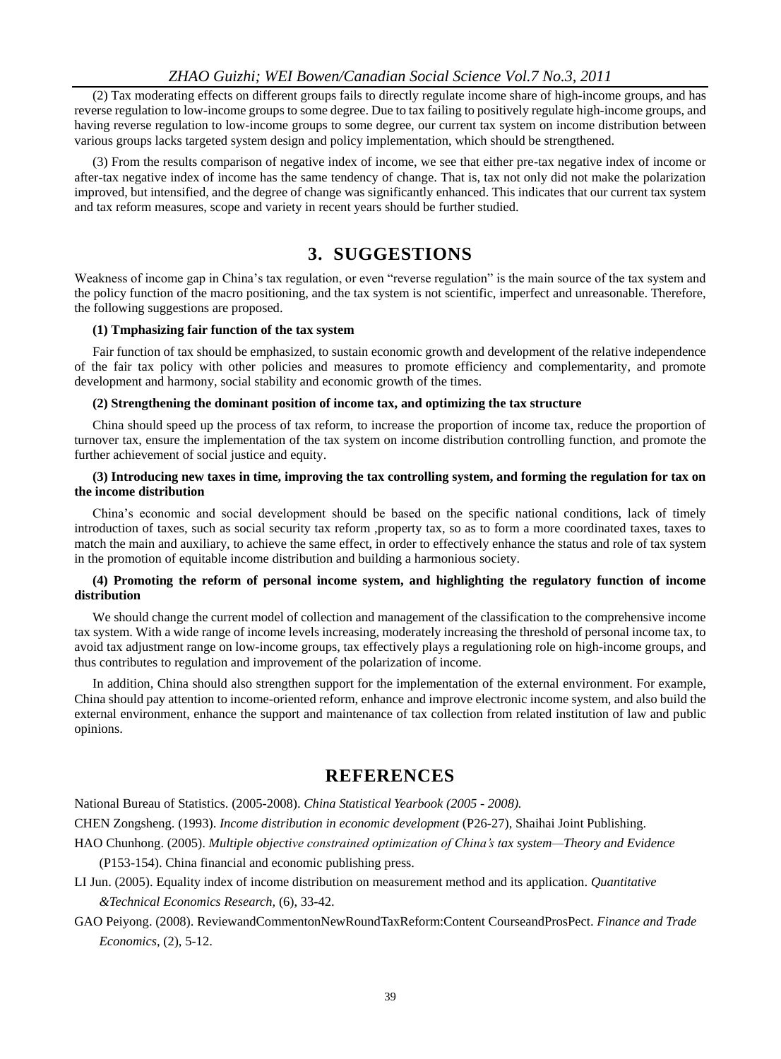(2) Tax moderating effects on different groups fails to directly regulate income share of high-income groups, and has reverse regulation to low-income groups to some degree. Due to tax failing to positively regulate high-income groups, and having reverse regulation to low-income groups to some degree, our current tax system on income distribution between various groups lacks targeted system design and policy implementation, which should be strengthened.

(3) From the results comparison of negative index of income, we see that either pre-tax negative index of income or after-tax negative index of income has the same tendency of change. That is, tax not only did not make the polarization improved, but intensified, and the degree of change was significantly enhanced. This indicates that our current tax system and tax reform measures, scope and variety in recent years should be further studied.

## 3. SUGGESTIONS

Weakness of income gap in China's tax regulation, or even "reverse regulation" is the main source of the tax system and the policy function of the macro positioning, and the tax system is not scientific, imperfect and unreasonable. Therefore, the following suggestions are proposed.

**(1) Tmphasizing fair function of the tax system**

Fair function of tax should be emphasized, to sustain economic growth and development of the relative independence of the fair tax policy with other policies and measures to promote efficiency and complementarity, and promote development and harmony, social stability and economic growth of the times.

**(2) Strengthening the dominant position of income tax, and optimizing the tax structure**

China should speed up the process of tax reform, to increase the proportion of income tax, reduce the proportion of turnover tax, ensure the implementation of the tax system on income distribution controlling function, and promote the further achievement of social justice and equity.

**(3) Introducing new taxes in time, improving the tax controlling system, and forming the regulation for tax on the income distribution**

China's economic and social development should be based on the specific national conditions, lack of timely introduction of taxes, such as social security tax reform ,property tax, so as to form a more coordinated taxes, taxes to match the main and auxiliary, to achieve the same effect, in order to effectively enhance the status and role of tax system in the promotion of equitable income distribution and building a harmonious society.

**(4) Promoting the reform of personal income system, and highlighting the regulatory function of income distribution**

We should change the current model of collection and management of the classification to the comprehensive income tax system. With a wide range of income levels increasing, moderately increasing the threshold of personal income tax, to avoid tax adjustment range on low-income groups, tax effectively plays a regulationing role on high-income groups, and thus contributes to regulation and improvement of the polarization of income.

In addition, China should also strengthen support for the implementation of the external environment. For example, China should pay attention to income-oriented reform, enhance and improve electronic income system, and also build the external environment, enhance the support and maintenance of tax collection from related institution of law and public opinions.

## REFERENCES

National Bureau of Statistics. (2005-2008). *China Statistical Yearbook (2005 - 2008).*

CHEN Zongsheng. (1993). *Income distribution in economic development* (P26-27), Shaihai Joint Publishing.

HAO Chunhong. (2005). *Multiple objective constrained optimization of China's tax system—Theory and Evidence* (P153-154). China financial and economic publishing press.

LI Jun. (2005). Equality index of income distribution on measurement method and its application. *Quantitative &Technical Economics Research*, (6), 33-42.

GAO Peiyong. (2008). ReviewandCommentonNewRoundTaxReform:Content CourseandProsPect. *Finance and Trade Economics*, (2), 5-12.